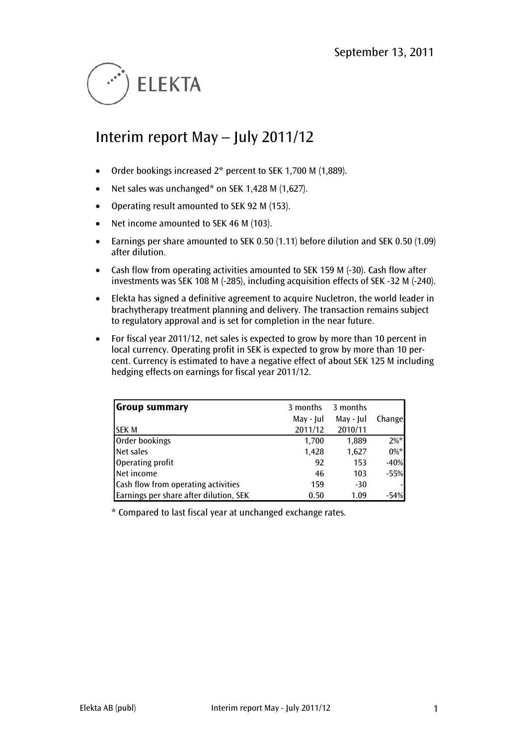September 13, 2011

ELEKTA

# Interim report May – July 2011/12

- Order bookings increased 2* percent to SEK 1,700 M (1,889).
- Net sales was unchanged* on SEK 1,428 M (1,627).
- Operating result amounted to SEK 92 M (153).
- Net income amounted to SEK 46 M (103).
- Earnings per share amounted to SEK 0.50 (1.11) before dilution and SEK 0.50 (1.09) after dilution.
- Cash flow from operating activities amounted to SEK 159 M (-30). Cash flow after investments was SEK 108 M (-285), including acquisition effects of SEK -32 M (-240).
- Elekta has signed a definitive agreement to acquire Nucletron, the world leader in brachytherapy treatment planning and delivery. The transaction remains subject to regulatory approval and is set for completion in the near future.
- For fiscal year 2011/12, net sales is expected to grow by more than 10 percent in local currency. Operating profit in SEK is expected to grow by more than 10 percent. Currency is estimated to have a negative effect of about SEK 125 M including hedging effects on earnings for fiscal year 2011/12.

| **Group summary** | 3 months | 3 months | |
|---|---|---|---|
| | May - Jul | May - Jul | Change |
| SEK M | 2011/12 | 2010/11 | |
| Order bookings | 1,700 | 1,889 | 2%* |
| Net sales | 1,428 | 1,627 | 0%* |
| Operating profit | 92 | 153 | -40% |
| Net income | 46 | 103 | -55% |
| Cash flow from operating activities | 159 | -30 | - |
| Earnings per share after dilution, SEK | 0.50 | 1.09 | -54% |

* Compared to last fiscal year at unchanged exchange rates.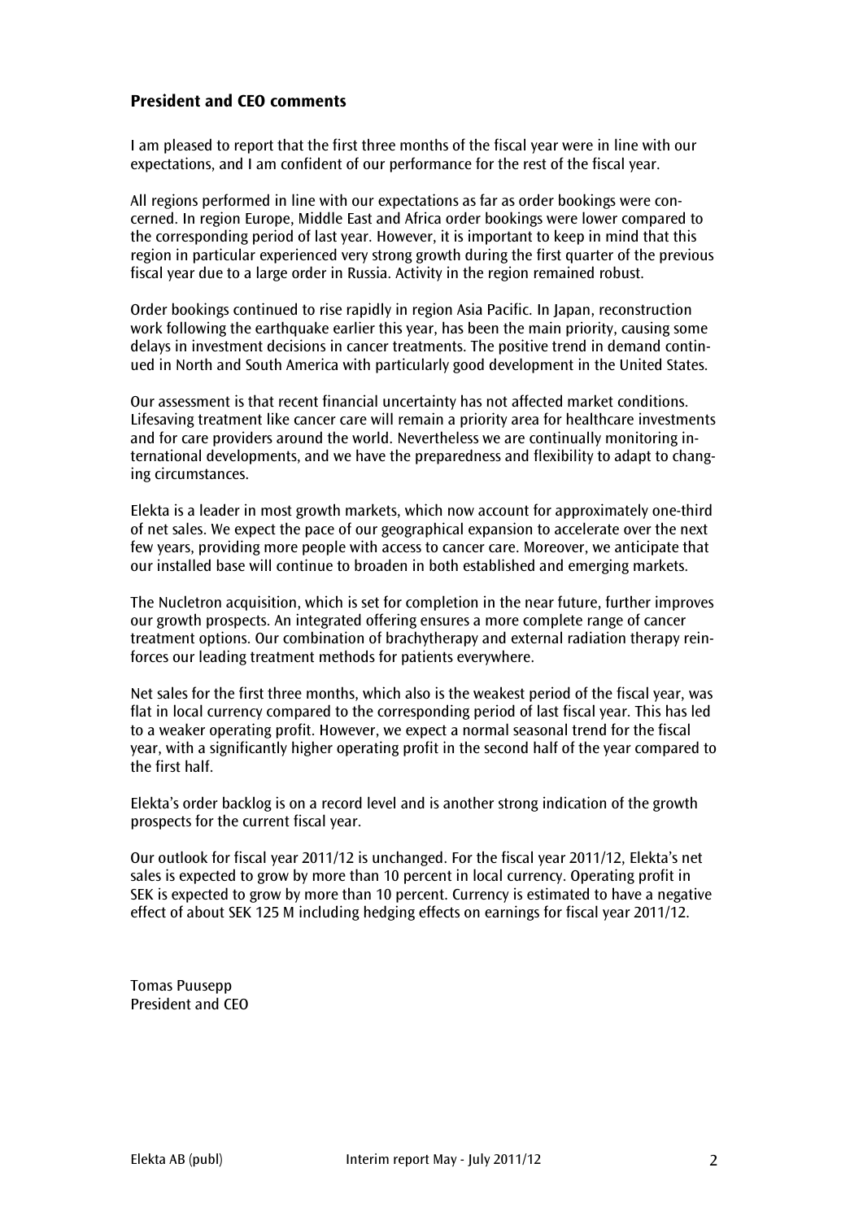## President and CEO comments

I am pleased to report that the first three months of the fiscal year were in line with our expectations, and I am confident of our performance for the rest of the fiscal year.

All regions performed in line with our expectations as far as order bookings were concerned. In region Europe, Middle East and Africa order bookings were lower compared to the corresponding period of last year. However, it is important to keep in mind that this region in particular experienced very strong growth during the first quarter of the previous fiscal year due to a large order in Russia. Activity in the region remained robust.

Order bookings continued to rise rapidly in region Asia Pacific. In Japan, reconstruction work following the earthquake earlier this year, has been the main priority, causing some delays in investment decisions in cancer treatments. The positive trend in demand continued in North and South America with particularly good development in the United States.

Our assessment is that recent financial uncertainty has not affected market conditions. Lifesaving treatment like cancer care will remain a priority area for healthcare investments and for care providers around the world. Nevertheless we are continually monitoring international developments, and we have the preparedness and flexibility to adapt to changing circumstances.

Elekta is a leader in most growth markets, which now account for approximately one-third of net sales. We expect the pace of our geographical expansion to accelerate over the next few years, providing more people with access to cancer care. Moreover, we anticipate that our installed base will continue to broaden in both established and emerging markets.

The Nucletron acquisition, which is set for completion in the near future, further improves our growth prospects. An integrated offering ensures a more complete range of cancer treatment options. Our combination of brachytherapy and external radiation therapy reinforces our leading treatment methods for patients everywhere.

Net sales for the first three months, which also is the weakest period of the fiscal year, was flat in local currency compared to the corresponding period of last fiscal year. This has led to a weaker operating profit. However, we expect a normal seasonal trend for the fiscal year, with a significantly higher operating profit in the second half of the year compared to the first half.

Elekta's order backlog is on a record level and is another strong indication of the growth prospects for the current fiscal year.

Our outlook for fiscal year 2011/12 is unchanged. For the fiscal year 2011/12, Elekta's net sales is expected to grow by more than 10 percent in local currency. Operating profit in SEK is expected to grow by more than 10 percent. Currency is estimated to have a negative effect of about SEK 125 M including hedging effects on earnings for fiscal year 2011/12.

Tomas Puusepp
President and CEO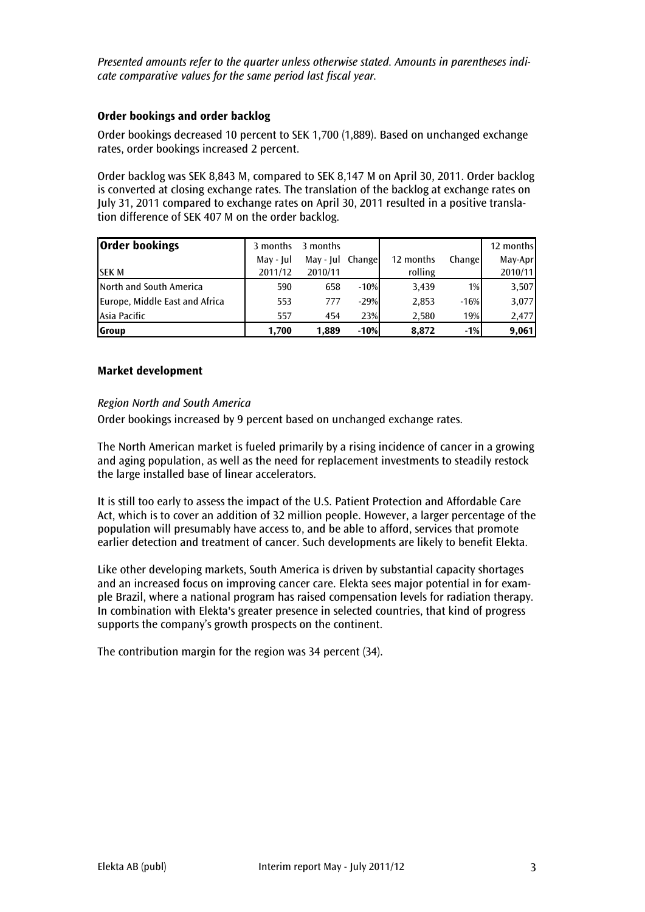*Presented amounts refer to the quarter unless otherwise stated. Amounts in parentheses indicate comparative values for the same period last fiscal year.*

## Order bookings and order backlog

Order bookings decreased 10 percent to SEK 1,700 (1,889). Based on unchanged exchange rates, order bookings increased 2 percent.

Order backlog was SEK 8,843 M, compared to SEK 8,147 M on April 30, 2011. Order backlog is converted at closing exchange rates. The translation of the backlog at exchange rates on July 31, 2011 compared to exchange rates on April 30, 2011 resulted in a positive translation difference of SEK 407 M on the order backlog.

| **Order bookings** | 3 months | 3 months | | | | 12 months |
|---|---|---|---|---|---|---|
| | May - Jul | May - Jul | Change | 12 months | Change | May-Apr |
| SEK M | 2011/12 | 2010/11 | | rolling | | 2010/11 |
| North and South America | 590 | 658 | -10% | 3,439 | 1% | 3,507 |
| Europe, Middle East and Africa | 553 | 777 | -29% | 2,853 | -16% | 3,077 |
| Asia Pacific | 557 | 454 | 23% | 2,580 | 19% | 2,477 |
| **Group** | **1,700** | **1,889** | **-10%** | **8,872** | **-1%** | **9,061** |

## Market development

*Region North and South America*

Order bookings increased by 9 percent based on unchanged exchange rates.

The North American market is fueled primarily by a rising incidence of cancer in a growing and aging population, as well as the need for replacement investments to steadily restock the large installed base of linear accelerators.

It is still too early to assess the impact of the U.S. Patient Protection and Affordable Care Act, which is to cover an addition of 32 million people. However, a larger percentage of the population will presumably have access to, and be able to afford, services that promote earlier detection and treatment of cancer. Such developments are likely to benefit Elekta.

Like other developing markets, South America is driven by substantial capacity shortages and an increased focus on improving cancer care. Elekta sees major potential in for example Brazil, where a national program has raised compensation levels for radiation therapy. In combination with Elekta's greater presence in selected countries, that kind of progress supports the company's growth prospects on the continent.

The contribution margin for the region was 34 percent (34).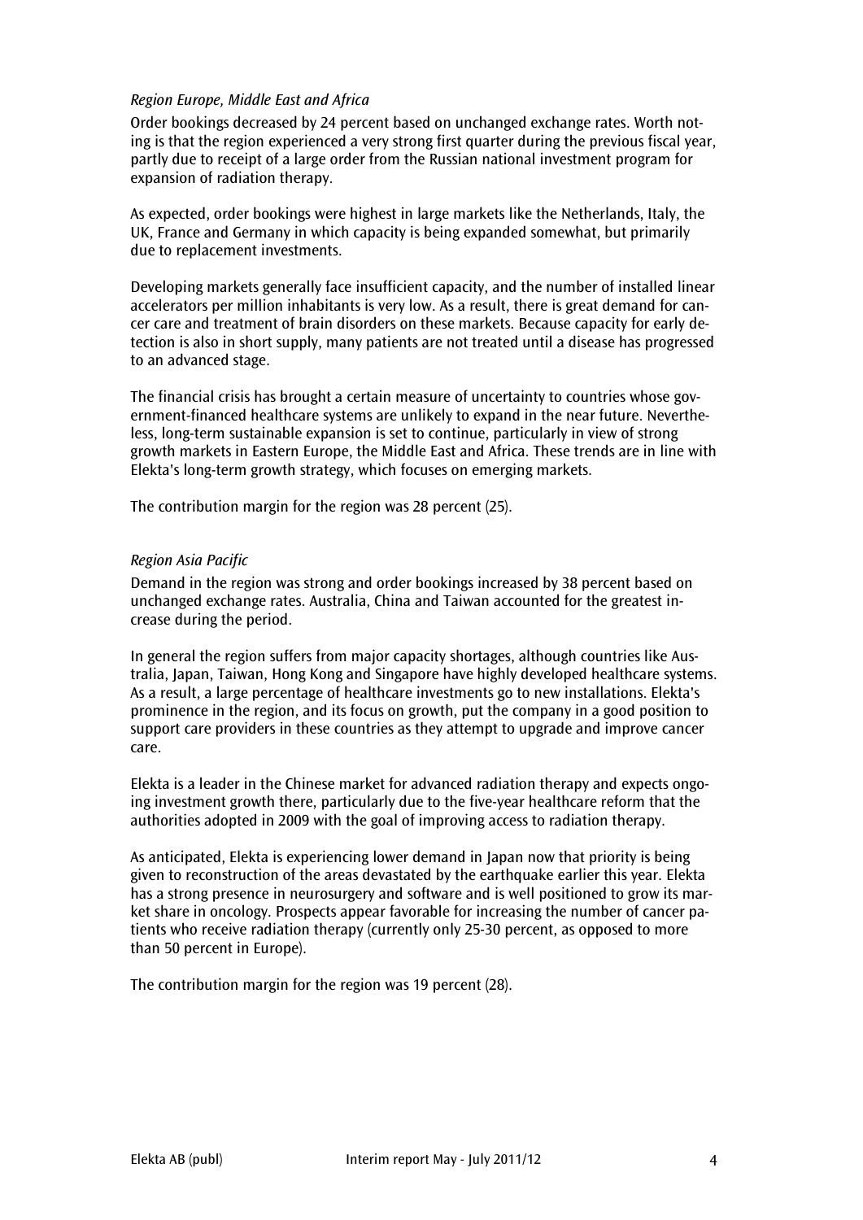*Region Europe, Middle East and Africa*

Order bookings decreased by 24 percent based on unchanged exchange rates. Worth noting is that the region experienced a very strong first quarter during the previous fiscal year, partly due to receipt of a large order from the Russian national investment program for expansion of radiation therapy.

As expected, order bookings were highest in large markets like the Netherlands, Italy, the UK, France and Germany in which capacity is being expanded somewhat, but primarily due to replacement investments.

Developing markets generally face insufficient capacity, and the number of installed linear accelerators per million inhabitants is very low. As a result, there is great demand for cancer care and treatment of brain disorders on these markets. Because capacity for early detection is also in short supply, many patients are not treated until a disease has progressed to an advanced stage.

The financial crisis has brought a certain measure of uncertainty to countries whose government-financed healthcare systems are unlikely to expand in the near future. Nevertheless, long-term sustainable expansion is set to continue, particularly in view of strong growth markets in Eastern Europe, the Middle East and Africa. These trends are in line with Elekta's long-term growth strategy, which focuses on emerging markets.

The contribution margin for the region was 28 percent (25).

*Region Asia Pacific*

Demand in the region was strong and order bookings increased by 38 percent based on unchanged exchange rates. Australia, China and Taiwan accounted for the greatest increase during the period.

In general the region suffers from major capacity shortages, although countries like Australia, Japan, Taiwan, Hong Kong and Singapore have highly developed healthcare systems. As a result, a large percentage of healthcare investments go to new installations. Elekta's prominence in the region, and its focus on growth, put the company in a good position to support care providers in these countries as they attempt to upgrade and improve cancer care.

Elekta is a leader in the Chinese market for advanced radiation therapy and expects ongoing investment growth there, particularly due to the five-year healthcare reform that the authorities adopted in 2009 with the goal of improving access to radiation therapy.

As anticipated, Elekta is experiencing lower demand in Japan now that priority is being given to reconstruction of the areas devastated by the earthquake earlier this year. Elekta has a strong presence in neurosurgery and software and is well positioned to grow its market share in oncology. Prospects appear favorable for increasing the number of cancer patients who receive radiation therapy (currently only 25-30 percent, as opposed to more than 50 percent in Europe).

The contribution margin for the region was 19 percent (28).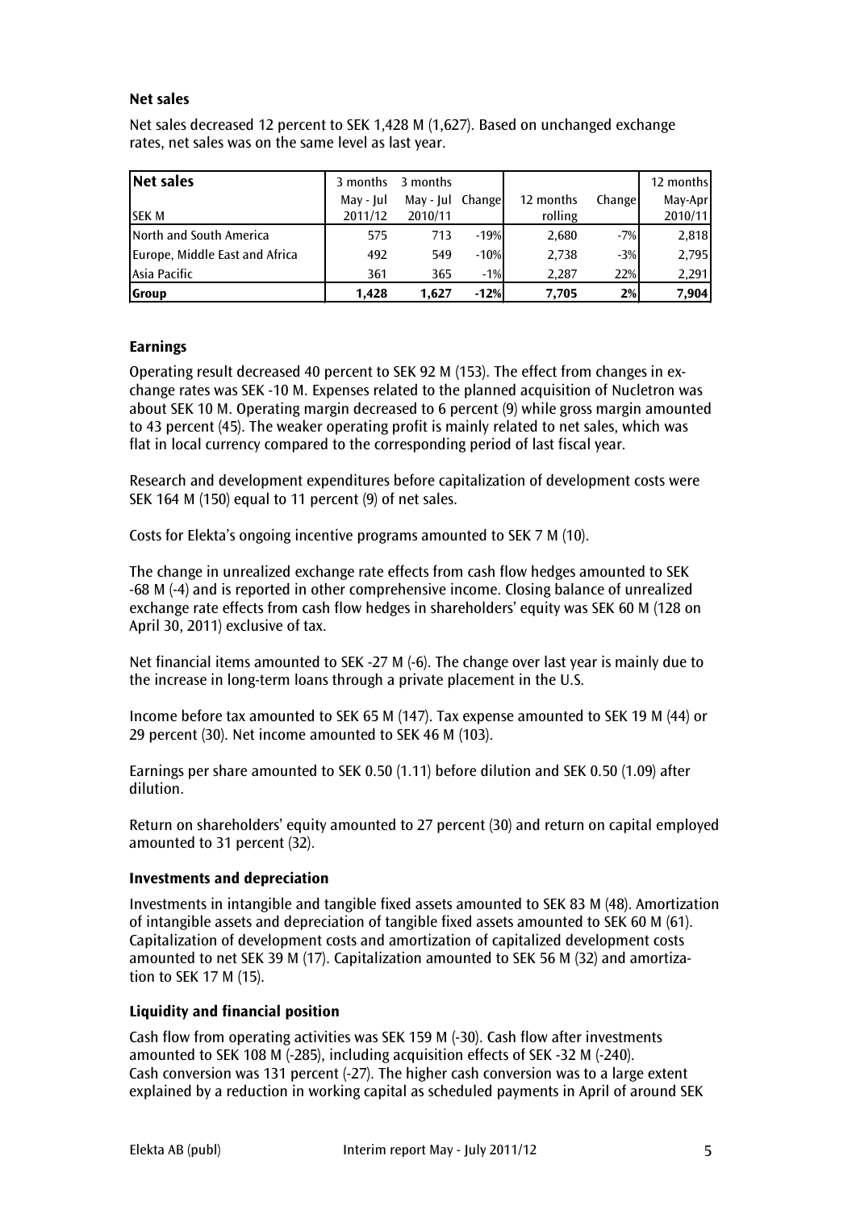### Net sales

Net sales decreased 12 percent to SEK 1,428 M (1,627). Based on unchanged exchange rates, net sales was on the same level as last year.

| Net sales | 3 months | 3 months | | | | 12 months |
|---|---|---|---|---|---|---|
| | May - Jul | May - Jul | Change | 12 months | Change | May-Apr |
| SEK M | 2011/12 | 2010/11 | | rolling | | 2010/11 |
| North and South America | 575 | 713 | -19% | 2,680 | -7% | 2,818 |
| Europe, Middle East and Africa | 492 | 549 | -10% | 2,738 | -3% | 2,795 |
| Asia Pacific | 361 | 365 | -1% | 2,287 | 22% | 2,291 |
| **Group** | **1,428** | **1,627** | **-12%** | **7,705** | **2%** | **7,904** |

### Earnings

Operating result decreased 40 percent to SEK 92 M (153). The effect from changes in exchange rates was SEK -10 M. Expenses related to the planned acquisition of Nucletron was about SEK 10 M. Operating margin decreased to 6 percent (9) while gross margin amounted to 43 percent (45). The weaker operating profit is mainly related to net sales, which was flat in local currency compared to the corresponding period of last fiscal year.

Research and development expenditures before capitalization of development costs were SEK 164 M (150) equal to 11 percent (9) of net sales.

Costs for Elekta's ongoing incentive programs amounted to SEK 7 M (10).

The change in unrealized exchange rate effects from cash flow hedges amounted to SEK -68 M (-4) and is reported in other comprehensive income. Closing balance of unrealized exchange rate effects from cash flow hedges in shareholders' equity was SEK 60 M (128 on April 30, 2011) exclusive of tax.

Net financial items amounted to SEK -27 M (-6). The change over last year is mainly due to the increase in long-term loans through a private placement in the U.S.

Income before tax amounted to SEK 65 M (147). Tax expense amounted to SEK 19 M (44) or 29 percent (30). Net income amounted to SEK 46 M (103).

Earnings per share amounted to SEK 0.50 (1.11) before dilution and SEK 0.50 (1.09) after dilution.

Return on shareholders' equity amounted to 27 percent (30) and return on capital employed amounted to 31 percent (32).

### Investments and depreciation

Investments in intangible and tangible fixed assets amounted to SEK 83 M (48). Amortization of intangible assets and depreciation of tangible fixed assets amounted to SEK 60 M (61). Capitalization of development costs and amortization of capitalized development costs amounted to net SEK 39 M (17). Capitalization amounted to SEK 56 M (32) and amortization to SEK 17 M (15).

### Liquidity and financial position

Cash flow from operating activities was SEK 159 M (-30). Cash flow after investments amounted to SEK 108 M (-285), including acquisition effects of SEK -32 M (-240). Cash conversion was 131 percent (-27). The higher cash conversion was to a large extent explained by a reduction in working capital as scheduled payments in April of around SEK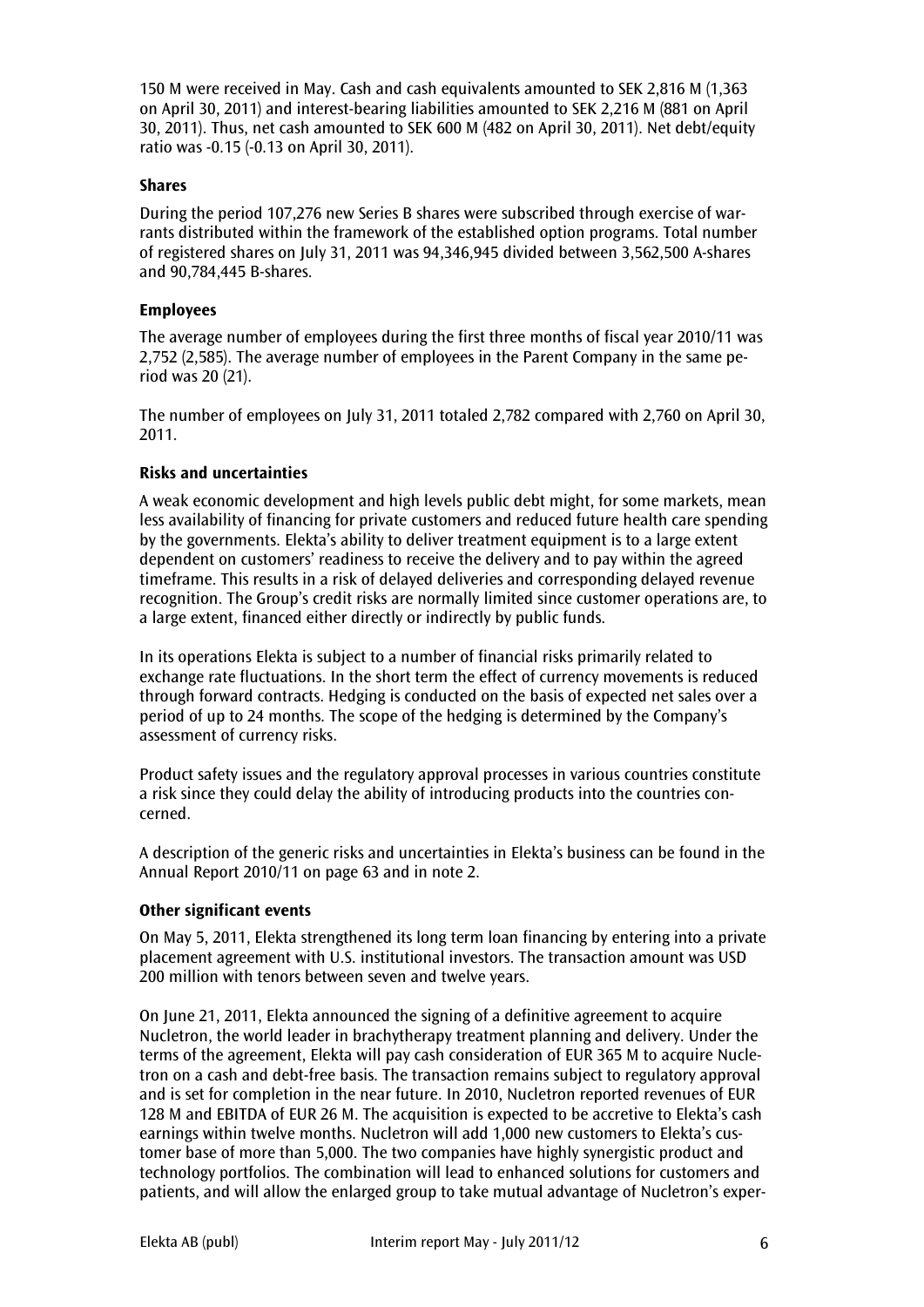150 M were received in May. Cash and cash equivalents amounted to SEK 2,816 M (1,363 on April 30, 2011) and interest-bearing liabilities amounted to SEK 2,216 M (881 on April 30, 2011). Thus, net cash amounted to SEK 600 M (482 on April 30, 2011). Net debt/equity ratio was -0.15 (-0.13 on April 30, 2011).

**Shares**

During the period 107,276 new Series B shares were subscribed through exercise of warrants distributed within the framework of the established option programs. Total number of registered shares on July 31, 2011 was 94,346,945 divided between 3,562,500 A-shares and 90,784,445 B-shares.

**Employees**

The average number of employees during the first three months of fiscal year 2010/11 was 2,752 (2,585). The average number of employees in the Parent Company in the same period was 20 (21).

The number of employees on July 31, 2011 totaled 2,782 compared with 2,760 on April 30, 2011.

**Risks and uncertainties**

A weak economic development and high levels public debt might, for some markets, mean less availability of financing for private customers and reduced future health care spending by the governments. Elekta's ability to deliver treatment equipment is to a large extent dependent on customers' readiness to receive the delivery and to pay within the agreed timeframe. This results in a risk of delayed deliveries and corresponding delayed revenue recognition. The Group's credit risks are normally limited since customer operations are, to a large extent, financed either directly or indirectly by public funds.

In its operations Elekta is subject to a number of financial risks primarily related to exchange rate fluctuations. In the short term the effect of currency movements is reduced through forward contracts. Hedging is conducted on the basis of expected net sales over a period of up to 24 months. The scope of the hedging is determined by the Company's assessment of currency risks.

Product safety issues and the regulatory approval processes in various countries constitute a risk since they could delay the ability of introducing products into the countries concerned.

A description of the generic risks and uncertainties in Elekta's business can be found in the Annual Report 2010/11 on page 63 and in note 2.

**Other significant events**

On May 5, 2011, Elekta strengthened its long term loan financing by entering into a private placement agreement with U.S. institutional investors. The transaction amount was USD 200 million with tenors between seven and twelve years.

On June 21, 2011, Elekta announced the signing of a definitive agreement to acquire Nucletron, the world leader in brachytherapy treatment planning and delivery. Under the terms of the agreement, Elekta will pay cash consideration of EUR 365 M to acquire Nucletron on a cash and debt-free basis. The transaction remains subject to regulatory approval and is set for completion in the near future. In 2010, Nucletron reported revenues of EUR 128 M and EBITDA of EUR 26 M. The acquisition is expected to be accretive to Elekta's cash earnings within twelve months. Nucletron will add 1,000 new customers to Elekta's customer base of more than 5,000. The two companies have highly synergistic product and technology portfolios. The combination will lead to enhanced solutions for customers and patients, and will allow the enlarged group to take mutual advantage of Nucletron's exper-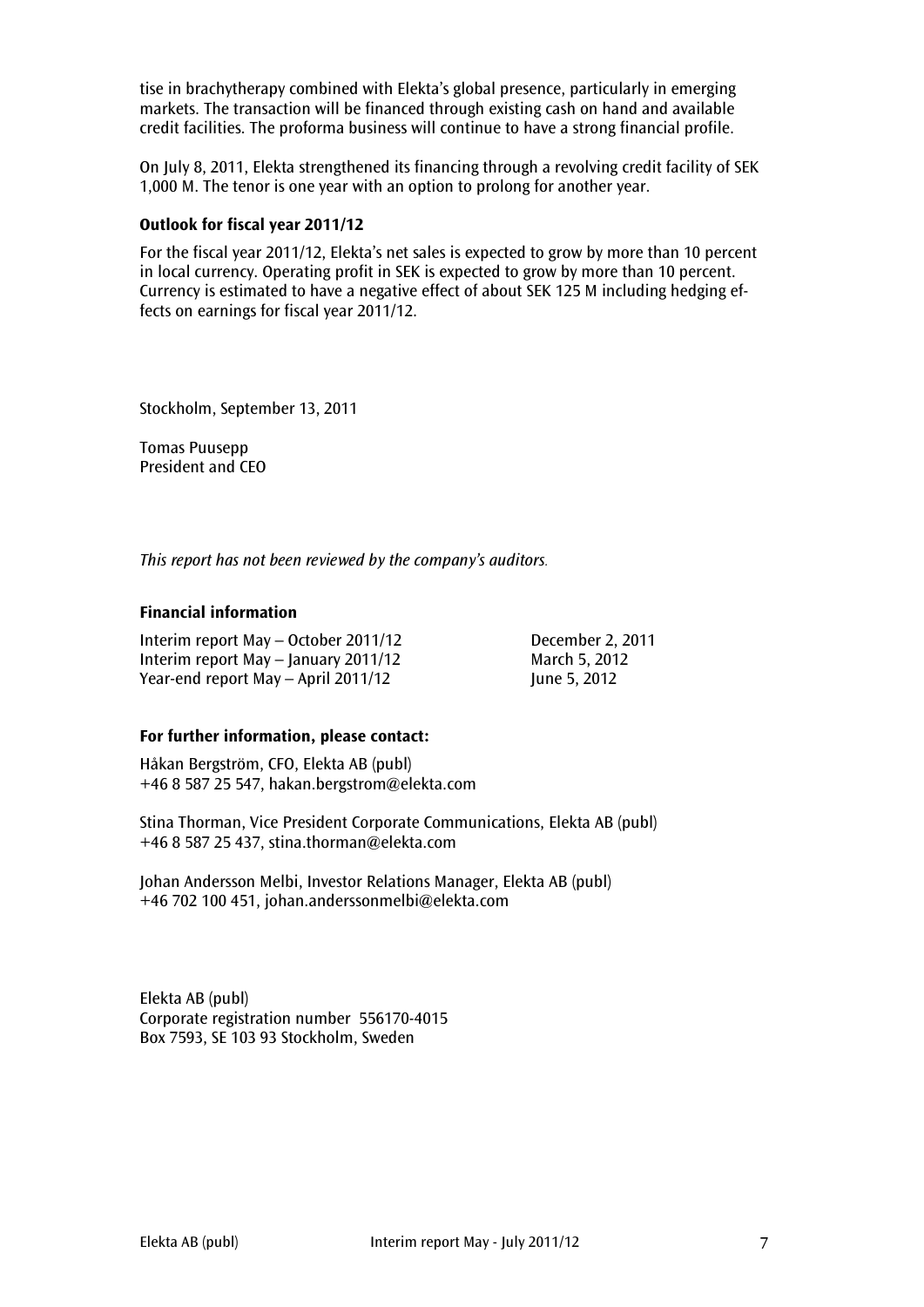tise in brachytherapy combined with Elekta's global presence, particularly in emerging markets. The transaction will be financed through existing cash on hand and available credit facilities. The proforma business will continue to have a strong financial profile.

On July 8, 2011, Elekta strengthened its financing through a revolving credit facility of SEK 1,000 M. The tenor is one year with an option to prolong for another year.

**Outlook for fiscal year 2011/12**

For the fiscal year 2011/12, Elekta's net sales is expected to grow by more than 10 percent in local currency. Operating profit in SEK is expected to grow by more than 10 percent. Currency is estimated to have a negative effect of about SEK 125 M including hedging effects on earnings for fiscal year 2011/12.

Stockholm, September 13, 2011

Tomas Puusepp
President and CEO

*This report has not been reviewed by the company's auditors.*

**Financial information**

| | |
|---|---|
| Interim report May – October 2011/12 | December 2, 2011 |
| Interim report May – January 2011/12 | March 5, 2012 |
| Year-end report May – April 2011/12 | June 5, 2012 |

**For further information, please contact:**

Håkan Bergström, CFO, Elekta AB (publ)
+46 8 587 25 547, hakan.bergstrom@elekta.com

Stina Thorman, Vice President Corporate Communications, Elekta AB (publ)
+46 8 587 25 437, stina.thorman@elekta.com

Johan Andersson Melbi, Investor Relations Manager, Elekta AB (publ)
+46 702 100 451, johan.anderssonmelbi@elekta.com

Elekta AB (publ)
Corporate registration number 556170-4015
Box 7593, SE 103 93 Stockholm, Sweden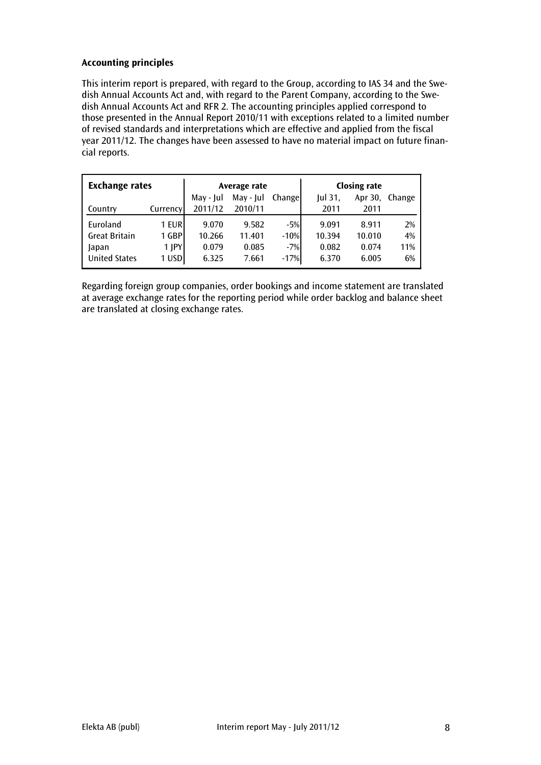**Accounting principles**

This interim report is prepared, with regard to the Group, according to IAS 34 and the Swedish Annual Accounts Act and, with regard to the Parent Company, according to the Swedish Annual Accounts Act and RFR 2. The accounting principles applied correspond to those presented in the Annual Report 2010/11 with exceptions related to a limited number of revised standards and interpretations which are effective and applied from the fiscal year 2011/12. The changes have been assessed to have no material impact on future financial reports.

| **Exchange rates** | | **Average rate** | | | **Closing rate** | | |
|---|---|---|---|---|---|---|---|
| Country | Currency | May - Jul 2011/12 | May - Jul 2010/11 | Change | Jul 31, 2011 | Apr 30, 2011 | Change |
| Euroland | 1 EUR | 9.070 | 9.582 | -5% | 9.091 | 8.911 | 2% |
| Great Britain | 1 GBP | 10.266 | 11.401 | -10% | 10.394 | 10.010 | 4% |
| Japan | 1 JPY | 0.079 | 0.085 | -7% | 0.082 | 0.074 | 11% |
| United States | 1 USD | 6.325 | 7.661 | -17% | 6.370 | 6.005 | 6% |

Regarding foreign group companies, order bookings and income statement are translated at average exchange rates for the reporting period while order backlog and balance sheet are translated at closing exchange rates.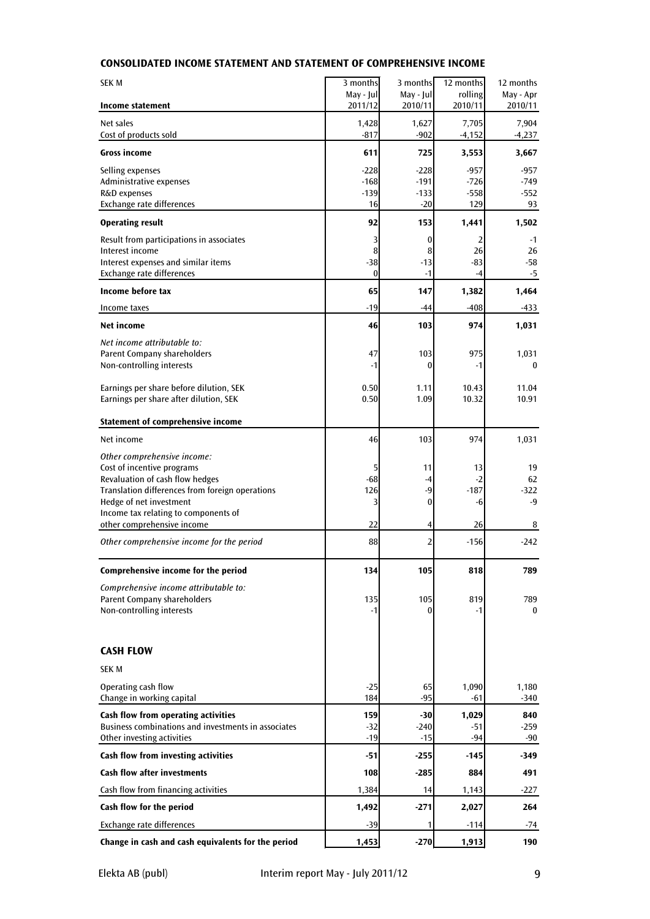## CONSOLIDATED INCOME STATEMENT AND STATEMENT OF COMPREHENSIVE INCOME

| SEK M | 3 months | 3 months | 12 months | 12 months |
|---|---|---|---|---|
| | May - Jul | May - Jul | rolling | May - Apr |
| **Income statement** | 2011/12 | 2010/11 | 2010/11 | 2010/11 |
| Net sales | 1,428 | 1,627 | 7,705 | 7,904 |
| Cost of products sold | -817 | -902 | -4,152 | -4,237 |
| **Gross income** | **611** | **725** | **3,553** | **3,667** |
| Selling expenses | -228 | -228 | -957 | -957 |
| Administrative expenses | -168 | -191 | -726 | -749 |
| R&D expenses | -139 | -133 | -558 | -552 |
| Exchange rate differences | 16 | -20 | 129 | 93 |
| **Operating result** | **92** | **153** | **1,441** | **1,502** |
| Result from participations in associates | 3 | 0 | 2 | -1 |
| Interest income | 8 | 8 | 26 | 26 |
| Interest expenses and similar items | -38 | -13 | -83 | -58 |
| Exchange rate differences | 0 | -1 | -4 | -5 |
| **Income before tax** | **65** | **147** | **1,382** | **1,464** |
| Income taxes | -19 | -44 | -408 | -433 |
| **Net income** | **46** | **103** | **974** | **1,031** |
| *Net income attributable to:* | | | | |
| Parent Company shareholders | 47 | 103 | 975 | 1,031 |
| Non-controlling interests | -1 | 0 | -1 | 0 |
| Earnings per share before dilution, SEK | 0.50 | 1.11 | 10.43 | 11.04 |
| Earnings per share after dilution, SEK | 0.50 | 1.09 | 10.32 | 10.91 |
| **Statement of comprehensive income** | | | | |
| Net income | 46 | 103 | 974 | 1,031 |
| *Other comprehensive income:* | | | | |
| Cost of incentive programs | 5 | 11 | 13 | 19 |
| Revaluation of cash flow hedges | -68 | -4 | -2 | 62 |
| Translation differences from foreign operations | 126 | -9 | -187 | -322 |
| Hedge of net investment | 3 | 0 | -6 | -9 |
| Income tax relating to components of other comprehensive income | 22 | 4 | 26 | 8 |
| *Other comprehensive income for the period* | 88 | 2 | -156 | -242 |
| **Comprehensive income for the period** | **134** | **105** | **818** | **789** |
| *Comprehensive income attributable to:* | | | | |
| Parent Company shareholders | 135 | 105 | 819 | 789 |
| Non-controlling interests | -1 | 0 | -1 | 0 |

## CASH FLOW

| SEK M | | | | |
|---|---|---|---|---|
| Operating cash flow | -25 | 65 | 1,090 | 1,180 |
| Change in working capital | 184 | -95 | -61 | -340 |
| **Cash flow from operating activities** | **159** | **-30** | **1,029** | **840** |
| Business combinations and investments in associates | -32 | -240 | -51 | -259 |
| Other investing activities | -19 | -15 | -94 | -90 |
| **Cash flow from investing activities** | **-51** | **-255** | **-145** | **-349** |
| **Cash flow after investments** | **108** | **-285** | **884** | **491** |
| Cash flow from financing activities | 1,384 | 14 | 1,143 | -227 |
| **Cash flow for the period** | **1,492** | **-271** | **2,027** | **264** |
| Exchange rate differences | -39 | 1 | -114 | -74 |
| **Change in cash and cash equivalents for the period** | **1,453** | **-270** | **1,913** | **190** |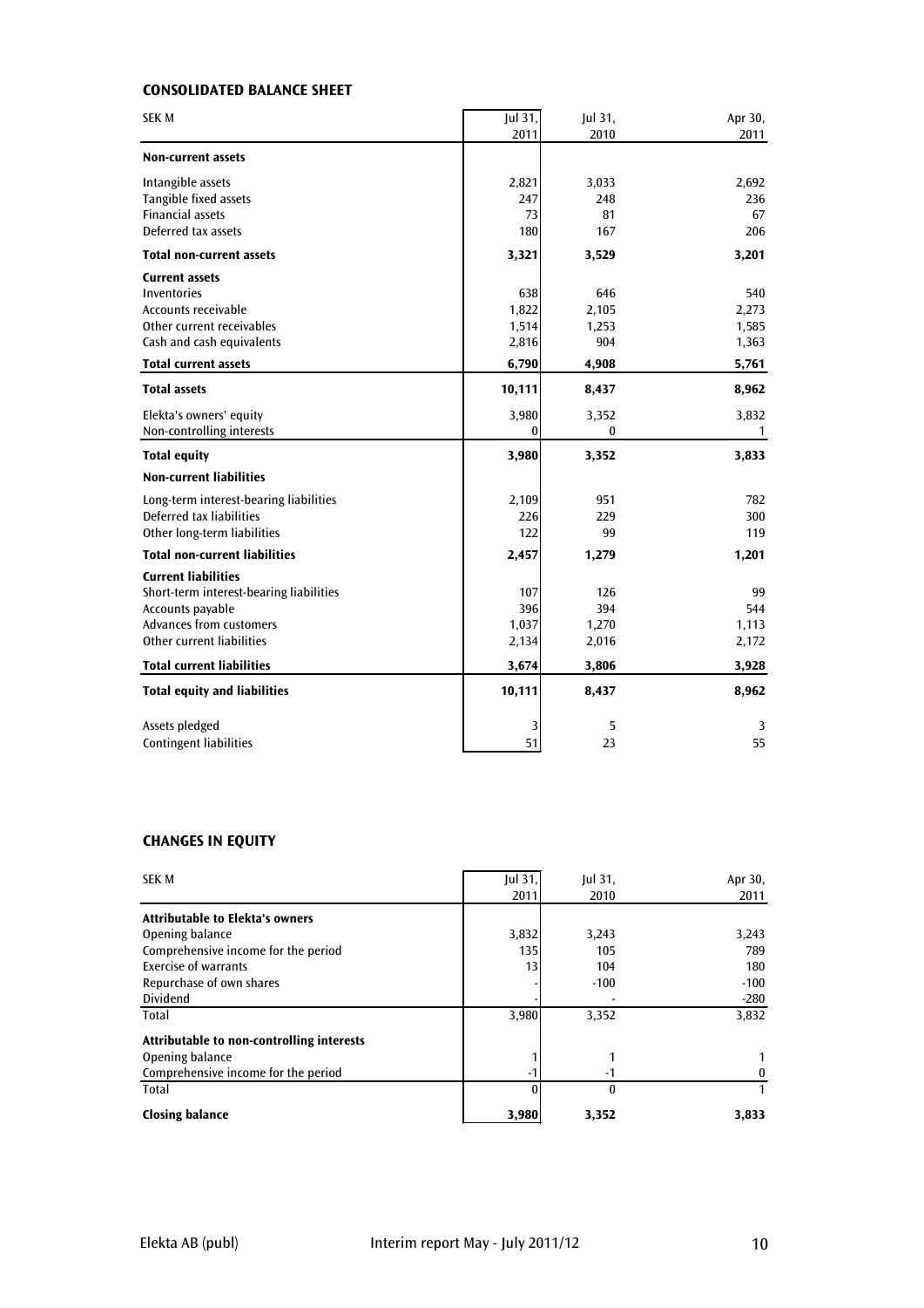### CONSOLIDATED BALANCE SHEET

| SEK M | Jul 31, 2011 | Jul 31, 2010 | Apr 30, 2011 |
|---|---|---|---|
| **Non-current assets** | | | |
| Intangible assets | 2,821 | 3,033 | 2,692 |
| Tangible fixed assets | 247 | 248 | 236 |
| Financial assets | 73 | 81 | 67 |
| Deferred tax assets | 180 | 167 | 206 |
| **Total non-current assets** | **3,321** | **3,529** | **3,201** |
| **Current assets** | | | |
| Inventories | 638 | 646 | 540 |
| Accounts receivable | 1,822 | 2,105 | 2,273 |
| Other current receivables | 1,514 | 1,253 | 1,585 |
| Cash and cash equivalents | 2,816 | 904 | 1,363 |
| **Total current assets** | **6,790** | **4,908** | **5,761** |
| **Total assets** | **10,111** | **8,437** | **8,962** |
| Elekta's owners' equity | 3,980 | 3,352 | 3,832 |
| Non-controlling interests | 0 | 0 | 1 |
| **Total equity** | **3,980** | **3,352** | **3,833** |
| **Non-current liabilities** | | | |
| Long-term interest-bearing liabilities | 2,109 | 951 | 782 |
| Deferred tax liabilities | 226 | 229 | 300 |
| Other long-term liabilities | 122 | 99 | 119 |
| **Total non-current liabilities** | **2,457** | **1,279** | **1,201** |
| **Current liabilities** | | | |
| Short-term interest-bearing liabilities | 107 | 126 | 99 |
| Accounts payable | 396 | 394 | 544 |
| Advances from customers | 1,037 | 1,270 | 1,113 |
| Other current liabilities | 2,134 | 2,016 | 2,172 |
| **Total current liabilities** | **3,674** | **3,806** | **3,928** |
| **Total equity and liabilities** | **10,111** | **8,437** | **8,962** |
| Assets pledged | 3 | 5 | 3 |
| Contingent liabilities | 51 | 23 | 55 |

### CHANGES IN EQUITY

| SEK M | Jul 31, 2011 | Jul 31, 2010 | Apr 30, 2011 |
|---|---|---|---|
| **Attributable to Elekta's owners** | | | |
| Opening balance | 3,832 | 3,243 | 3,243 |
| Comprehensive income for the period | 135 | 105 | 789 |
| Exercise of warrants | 13 | 104 | 180 |
| Repurchase of own shares | - | -100 | -100 |
| Dividend | - | - | -280 |
| Total | 3,980 | 3,352 | 3,832 |
| **Attributable to non-controlling interests** | | | |
| Opening balance | 1 | 1 | 1 |
| Comprehensive income for the period | -1 | -1 | 0 |
| Total | 0 | 0 | 1 |
| **Closing balance** | **3,980** | **3,352** | **3,833** |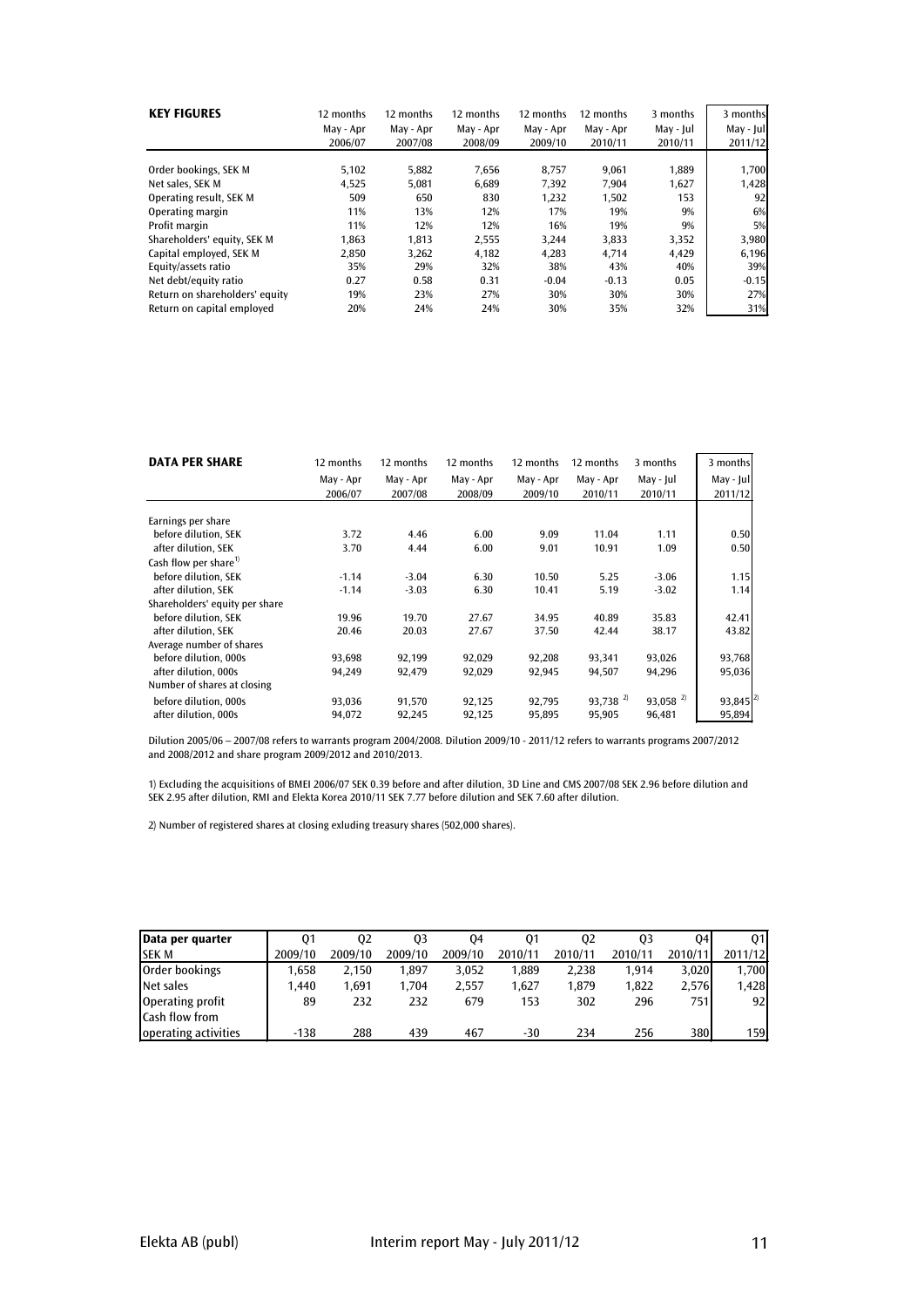| **KEY FIGURES** | 12 months May - Apr 2006/07 | 12 months May - Apr 2007/08 | 12 months May - Apr 2008/09 | 12 months May - Apr 2009/10 | 12 months May - Apr 2010/11 | 3 months May - Jul 2010/11 | 3 months May - Jul 2011/12 |
|---|---|---|---|---|---|---|---|
| Order bookings, SEK M | 5,102 | 5,882 | 7,656 | 8,757 | 9,061 | 1,889 | 1,700 |
| Net sales, SEK M | 4,525 | 5,081 | 6,689 | 7,392 | 7,904 | 1,627 | 1,428 |
| Operating result, SEK M | 509 | 650 | 830 | 1,232 | 1,502 | 153 | 92 |
| Operating margin | 11% | 13% | 12% | 17% | 19% | 9% | 6% |
| Profit margin | 11% | 12% | 12% | 16% | 19% | 9% | 5% |
| Shareholders' equity, SEK M | 1,863 | 1,813 | 2,555 | 3,244 | 3,833 | 3,352 | 3,980 |
| Capital employed, SEK M | 2,850 | 3,262 | 4,182 | 4,283 | 4,714 | 4,429 | 6,196 |
| Equity/assets ratio | 35% | 29% | 32% | 38% | 43% | 40% | 39% |
| Net debt/equity ratio | 0.27 | 0.58 | 0.31 | -0.04 | -0.13 | 0.05 | -0.15 |
| Return on shareholders' equity | 19% | 23% | 27% | 30% | 30% | 30% | 27% |
| Return on capital employed | 20% | 24% | 24% | 30% | 35% | 32% | 31% |

| **DATA PER SHARE** | 12 months May - Apr 2006/07 | 12 months May - Apr 2007/08 | 12 months May - Apr 2008/09 | 12 months May - Apr 2009/10 | 12 months May - Apr 2010/11 | 3 months May - Jul 2010/11 | 3 months May - Jul 2011/12 |
|---|---|---|---|---|---|---|---|
| Earnings per share | | | | | | | |
| before dilution, SEK | 3.72 | 4.46 | 6.00 | 9.09 | 11.04 | 1.11 | 0.50 |
| after dilution, SEK | 3.70 | 4.44 | 6.00 | 9.01 | 10.91 | 1.09 | 0.50 |
| Cash flow per share[1] | | | | | | | |
| before dilution, SEK | -1.14 | -3.04 | 6.30 | 10.50 | 5.25 | -3.06 | 1.15 |
| after dilution, SEK | -1.14 | -3.03 | 6.30 | 10.41 | 5.19 | -3.02 | 1.14 |
| Shareholders' equity per share | | | | | | | |
| before dilution, SEK | 19.96 | 19.70 | 27.67 | 34.95 | 40.89 | 35.83 | 42.41 |
| after dilution, SEK | 20.46 | 20.03 | 27.67 | 37.50 | 42.44 | 38.17 | 43.82 |
| Average number of shares | | | | | | | |
| before dilution, 000s | 93,698 | 92,199 | 92,029 | 92,208 | 93,341 | 93,026 | 93,768 |
| after dilution, 000s | 94,249 | 92,479 | 92,029 | 92,945 | 94,507 | 94,296 | 95,036 |
| Number of shares at closing | | | | | | | |
| before dilution, 000s | 93,036 | 91,570 | 92,125 | 92,795 | 93,738 [2] | 93,058 [2] | 93,845 [2] |
| after dilution, 000s | 94,072 | 92,245 | 92,125 | 95,895 | 95,905 | 96,481 | 95,894 |

Dilution 2005/06 – 2007/08 refers to warrants program 2004/2008. Dilution 2009/10 - 2011/12 refers to warrants programs 2007/2012 and 2008/2012 and share program 2009/2012 and 2010/2013.

1) Excluding the acquisitions of BMEI 2006/07 SEK 0.39 before and after dilution, 3D Line and CMS 2007/08 SEK 2.96 before dilution and SEK 2.95 after dilution, RMI and Elekta Korea 2010/11 SEK 7.77 before dilution and SEK 7.60 after dilution.

2) Number of registered shares at closing exluding treasury shares (502,000 shares).

| **Data per quarter** SEK M | Q1 2009/10 | Q2 2009/10 | Q3 2009/10 | Q4 2009/10 | Q1 2010/11 | Q2 2010/11 | Q3 2010/11 | Q4 2010/11 | Q1 2011/12 |
|---|---|---|---|---|---|---|---|---|---|
| Order bookings | 1,658 | 2,150 | 1,897 | 3,052 | 1,889 | 2,238 | 1,914 | 3,020 | 1,700 |
| Net sales | 1,440 | 1,691 | 1,704 | 2,557 | 1,627 | 1,879 | 1,822 | 2,576 | 1,428 |
| Operating profit | 89 | 232 | 232 | 679 | 153 | 302 | 296 | 751 | 92 |
| Cash flow from operating activities | -138 | 288 | 439 | 467 | -30 | 234 | 256 | 380 | 159 |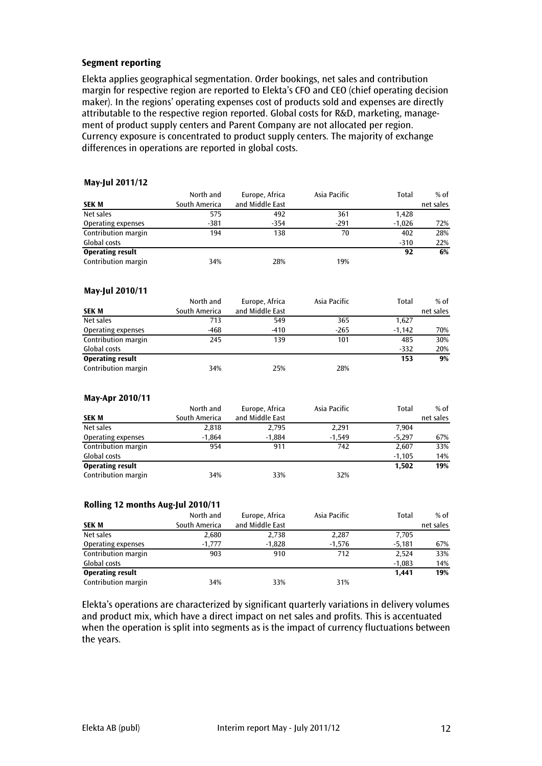## Segment reporting

Elekta applies geographical segmentation. Order bookings, net sales and contribution margin for respective region are reported to Elekta's CFO and CEO (chief operating decision maker). In the regions' operating expenses cost of products sold and expenses are directly attributable to the respective region reported. Global costs for R&D, marketing, management of product supply centers and Parent Company are not allocated per region. Currency exposure is concentrated to product supply centers. The majority of exchange differences in operations are reported in global costs.

### May-Jul 2011/12

| SEK M | North and South America | Europe, Africa and Middle East | Asia Pacific | Total | % of net sales |
|---|---|---|---|---|---|
| Net sales | 575 | 492 | 361 | 1,428 | |
| Operating expenses | -381 | -354 | -291 | -1,026 | 72% |
| Contribution margin | 194 | 138 | 70 | 402 | 28% |
| Global costs | | | | -310 | 22% |
| **Operating result** | | | | **92** | **6%** |
| Contribution margin | 34% | 28% | 19% | | |

### May-Jul 2010/11

| SEK M | North and South America | Europe, Africa and Middle East | Asia Pacific | Total | % of net sales |
|---|---|---|---|---|---|
| Net sales | 713 | 549 | 365 | 1,627 | |
| Operating expenses | -468 | -410 | -265 | -1,142 | 70% |
| Contribution margin | 245 | 139 | 101 | 485 | 30% |
| Global costs | | | | -332 | 20% |
| **Operating result** | | | | **153** | **9%** |
| Contribution margin | 34% | 25% | 28% | | |

### May-Apr 2010/11

| SEK M | North and South America | Europe, Africa and Middle East | Asia Pacific | Total | % of net sales |
|---|---|---|---|---|---|
| Net sales | 2,818 | 2,795 | 2,291 | 7,904 | |
| Operating expenses | -1,864 | -1,884 | -1,549 | -5,297 | 67% |
| Contribution margin | 954 | 911 | 742 | 2,607 | 33% |
| Global costs | | | | -1,105 | 14% |
| **Operating result** | | | | **1,502** | **19%** |
| Contribution margin | 34% | 33% | 32% | | |

### Rolling 12 months Aug-Jul 2010/11

| SEK M | North and South America | Europe, Africa and Middle East | Asia Pacific | Total | % of net sales |
|---|---|---|---|---|---|
| Net sales | 2,680 | 2,738 | 2,287 | 7,705 | |
| Operating expenses | -1,777 | -1,828 | -1,576 | -5,181 | 67% |
| Contribution margin | 903 | 910 | 712 | 2,524 | 33% |
| Global costs | | | | -1,083 | 14% |
| **Operating result** | | | | **1,441** | **19%** |
| Contribution margin | 34% | 33% | 31% | | |

Elekta's operations are characterized by significant quarterly variations in delivery volumes and product mix, which have a direct impact on net sales and profits. This is accentuated when the operation is split into segments as is the impact of currency fluctuations between the years.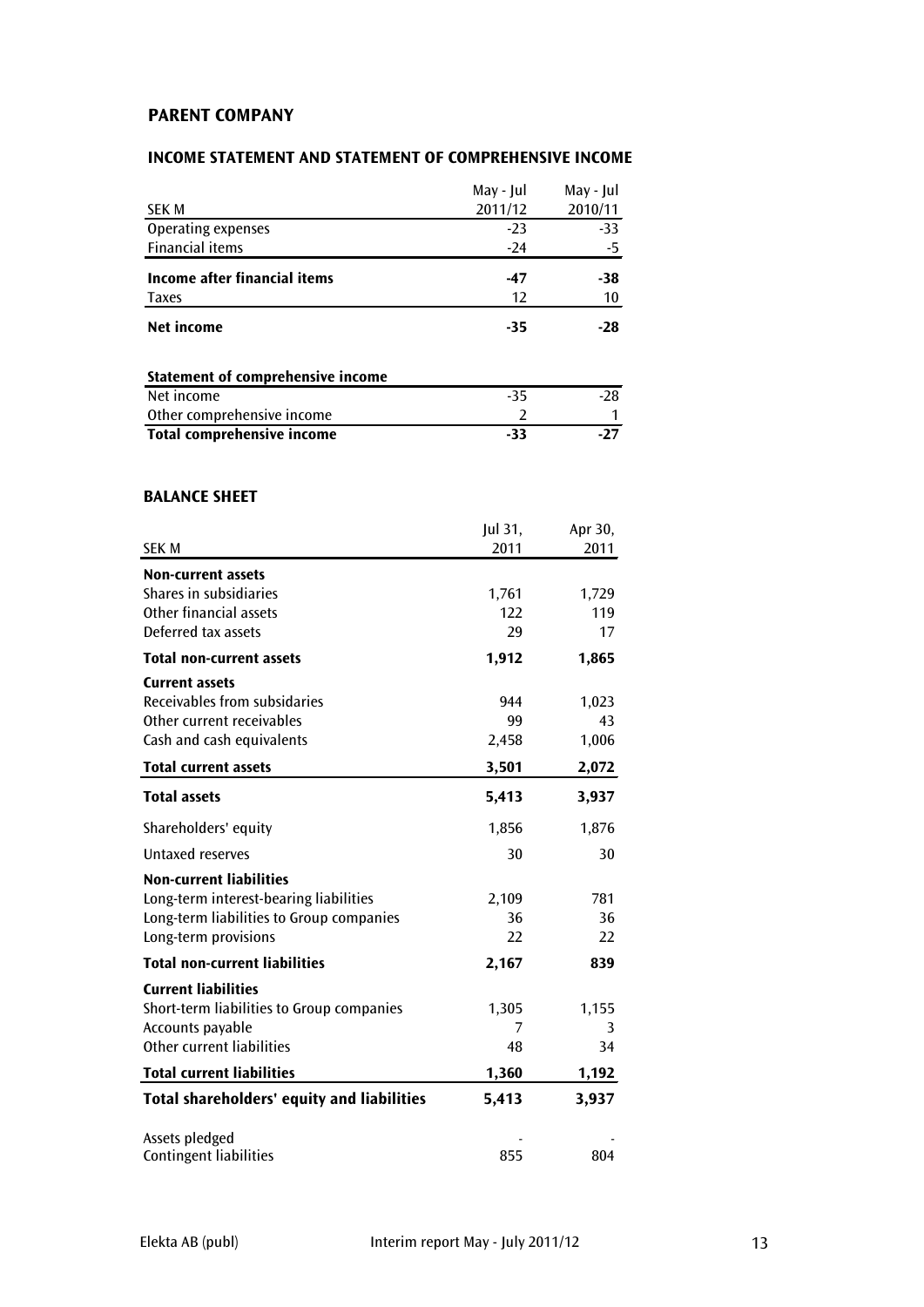## PARENT COMPANY

### INCOME STATEMENT AND STATEMENT OF COMPREHENSIVE INCOME

| SEK M | May - Jul 2011/12 | May - Jul 2010/11 |
|---|---|---|
| Operating expenses | -23 | -33 |
| Financial items | -24 | -5 |
| **Income after financial items** | **-47** | **-38** |
| Taxes | 12 | 10 |
| **Net income** | **-35** | **-28** |

| **Statement of comprehensive income** | | |
|---|---|---|
| Net income | -35 | -28 |
| Other comprehensive income | 2 | 1 |
| **Total comprehensive income** | **-33** | **-27** |

### BALANCE SHEET

| SEK M | Jul 31, 2011 | Apr 30, 2011 |
|---|---|---|
| **Non-current assets** | | |
| Shares in subsidiaries | 1,761 | 1,729 |
| Other financial assets | 122 | 119 |
| Deferred tax assets | 29 | 17 |
| **Total non-current assets** | **1,912** | **1,865** |
| **Current assets** | | |
| Receivables from subsidaries | 944 | 1,023 |
| Other current receivables | 99 | 43 |
| Cash and cash equivalents | 2,458 | 1,006 |
| **Total current assets** | **3,501** | **2,072** |
| **Total assets** | **5,413** | **3,937** |
| Shareholders' equity | 1,856 | 1,876 |
| Untaxed reserves | 30 | 30 |
| **Non-current liabilities** | | |
| Long-term interest-bearing liabilities | 2,109 | 781 |
| Long-term liabilities to Group companies | 36 | 36 |
| Long-term provisions | 22 | 22 |
| **Total non-current liabilities** | **2,167** | **839** |
| **Current liabilities** | | |
| Short-term liabilities to Group companies | 1,305 | 1,155 |
| Accounts payable | 7 | 3 |
| Other current liabilities | 48 | 34 |
| **Total current liabilities** | **1,360** | **1,192** |
| **Total shareholders' equity and liabilities** | **5,413** | **3,937** |
| Assets pledged | - | - |
| Contingent liabilities | 855 | 804 |